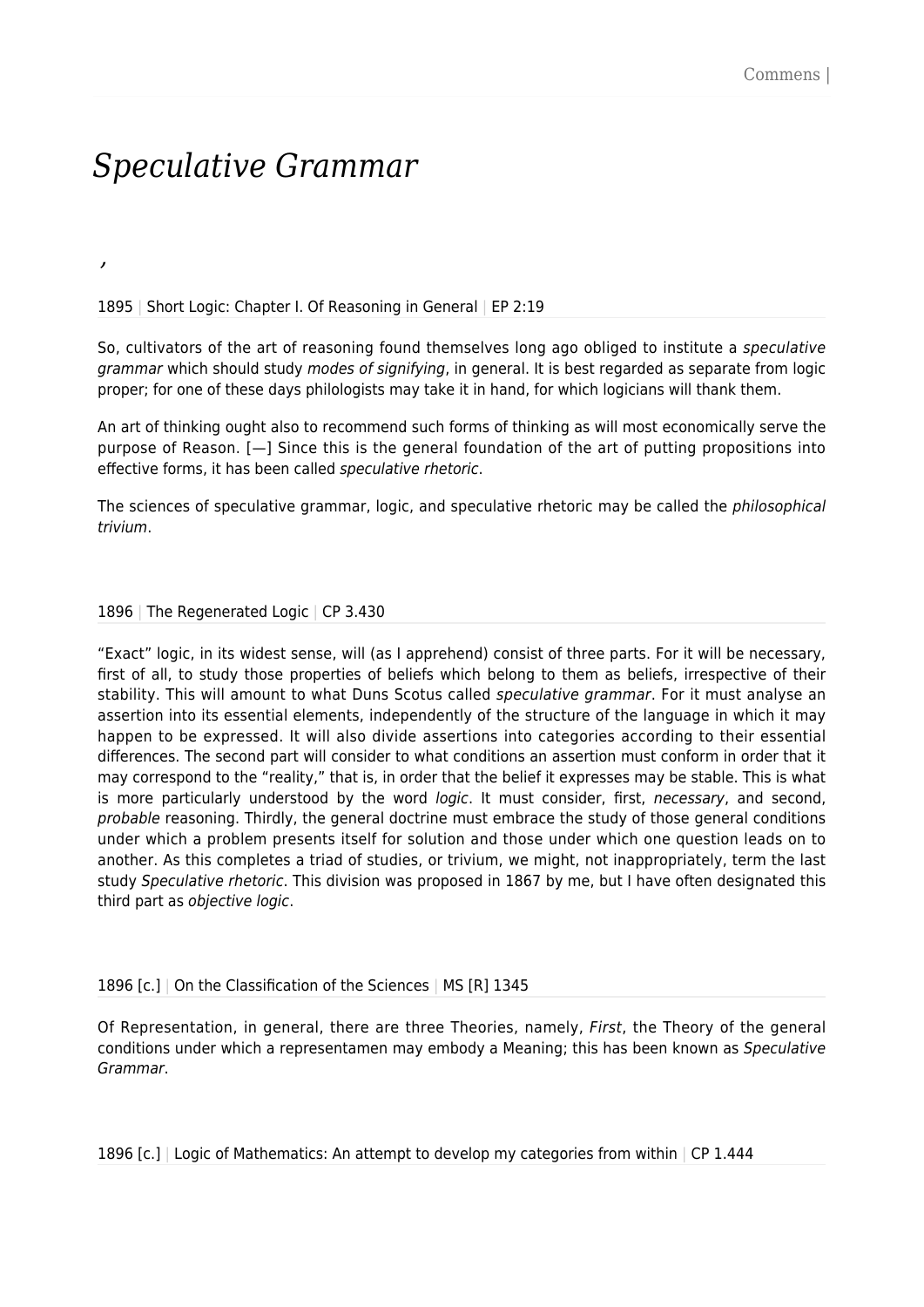# *Speculative Grammar*

,

1895 | Short Logic: Chapter I. Of Reasoning in General | EP 2:19

So, cultivators of the art of reasoning found themselves long ago obliged to institute a *speculative grammar* which should study *modes of signifying*, in general. It is best regarded as separate from logic proper; for one of these days philologists may take it in hand, for which logicians will thank them.

An art of thinking ought also to recommend such forms of thinking as will most economically serve the purpose of Reason. [—] Since this is the general foundation of the art of putting propositions into effective forms, it has been called *speculative rhetoric*.

The sciences of speculative grammar, logic, and speculative rhetoric may be called the *philosophical trivium*.

1896 | The Regenerated Logic | CP 3.430

"Exact" logic, in its widest sense, will (as I apprehend) consist of three parts. For it will be necessary, first of all, to study those properties of beliefs which belong to them as beliefs, irrespective of their stability. This will amount to what Duns Scotus called *speculative grammar*. For it must analyse an assertion into its essential elements, independently of the structure of the language in which it may happen to be expressed. It will also divide assertions into categories according to their essential differences. The second part will consider to what conditions an assertion must conform in order that it may correspond to the "reality," that is, in order that the belief it expresses may be stable. This is what is more particularly understood by the word *logic*. It must consider, first, *necessary*, and second, *probable* reasoning. Thirdly, the general doctrine must embrace the study of those general conditions under which a problem presents itself for solution and those under which one question leads on to another. As this completes a triad of studies, or trivium, we might, not inappropriately, term the last study *Speculative rhetoric*. This division was proposed in 1867 by me, but I have often designated this third part as *objective logic*.

1896 [c.] | On the Classification of the Sciences | MS [R] 1345

Of Representation, in general, there are three Theories, namely, *First*, the Theory of the general conditions under which a representamen may embody a Meaning; this has been known as *Speculative Grammar*.

1896 [c.] | Logic of Mathematics: An attempt to develop my categories from within | CP 1.444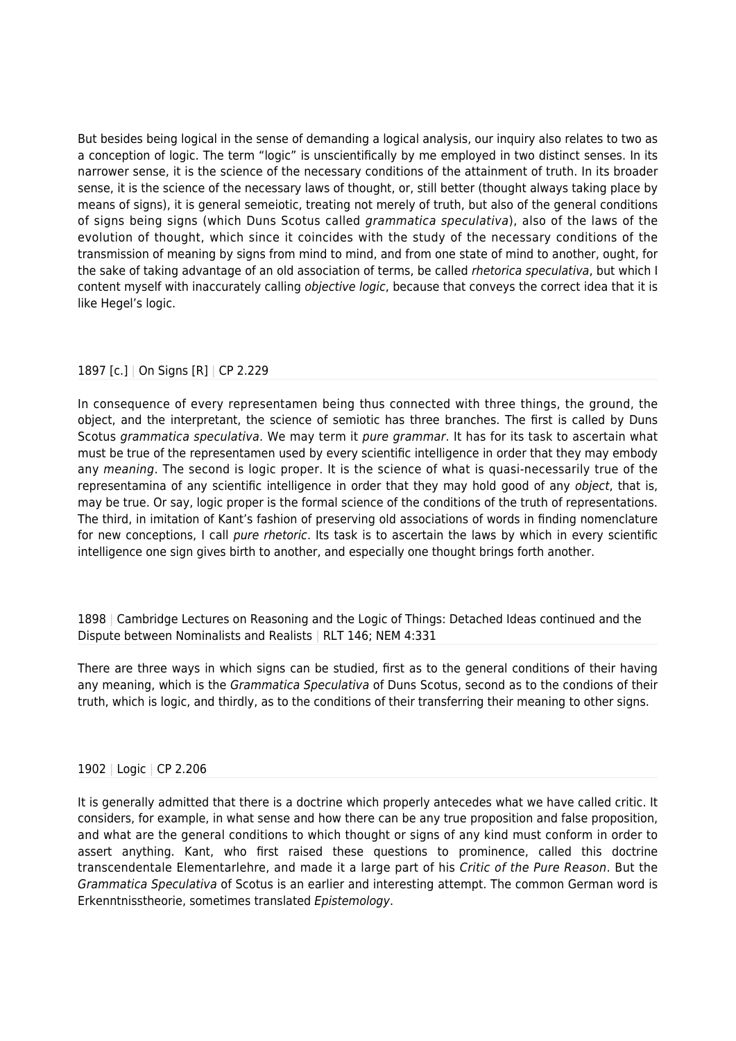But besides being logical in the sense of demanding a logical analysis, our inquiry also relates to two as a conception of logic. The term "logic" is unscientifically by me employed in two distinct senses. In its narrower sense, it is the science of the necessary conditions of the attainment of truth. In its broader sense, it is the science of the necessary laws of thought, or, still better (thought always taking place by means of signs), it is general semeiotic, treating not merely of truth, but also of the general conditions of signs being signs (which Duns Scotus called *grammatica speculativa*), also of the laws of the evolution of thought, which since it coincides with the study of the necessary conditions of the transmission of meaning by signs from mind to mind, and from one state of mind to another, ought, for the sake of taking advantage of an old association of terms, be called *rhetorica speculativa*, but which I content myself with inaccurately calling *objective logic*, because that conveys the correct idea that it is like Hegel's logic.

1897 [c.] | On Signs [R] | CP 2.229

In consequence of every representamen being thus connected with three things, the ground, the object, and the interpretant, the science of semiotic has three branches. The first is called by Duns Scotus *grammatica speculativa*. We may term it *pure grammar*. It has for its task to ascertain what must be true of the representamen used by every scientific intelligence in order that they may embody any *meaning*. The second is logic proper. It is the science of what is quasi-necessarily true of the representamina of any scientific intelligence in order that they may hold good of any *object*, that is, may be true. Or say, logic proper is the formal science of the conditions of the truth of representations. The third, in imitation of Kant's fashion of preserving old associations of words in finding nomenclature for new conceptions, I call *pure rhetoric*. Its task is to ascertain the laws by which in every scientific intelligence one sign gives birth to another, and especially one thought brings forth another.

1898 | Cambridge Lectures on Reasoning and the Logic of Things: Detached Ideas continued and the Dispute between Nominalists and Realists | RLT 146; NEM 4:331

There are three ways in which signs can be studied, first as to the general conditions of their having any meaning, which is the *Grammatica Speculativa* of Duns Scotus, second as to the condions of their truth, which is logic, and thirdly, as to the conditions of their transferring their meaning to other signs.

1902 | Logic | CP 2.206

It is generally admitted that there is a doctrine which properly antecedes what we have called critic. It considers, for example, in what sense and how there can be any true proposition and false proposition, and what are the general conditions to which thought or signs of any kind must conform in order to assert anything. Kant, who first raised these questions to prominence, called this doctrine transcendentale Elementarlehre, and made it a large part of his *Critic of the Pure Reason*. But the *Grammatica Speculativa* of Scotus is an earlier and interesting attempt. The common German word is Erkenntnisstheorie, sometimes translated *Epistemology*.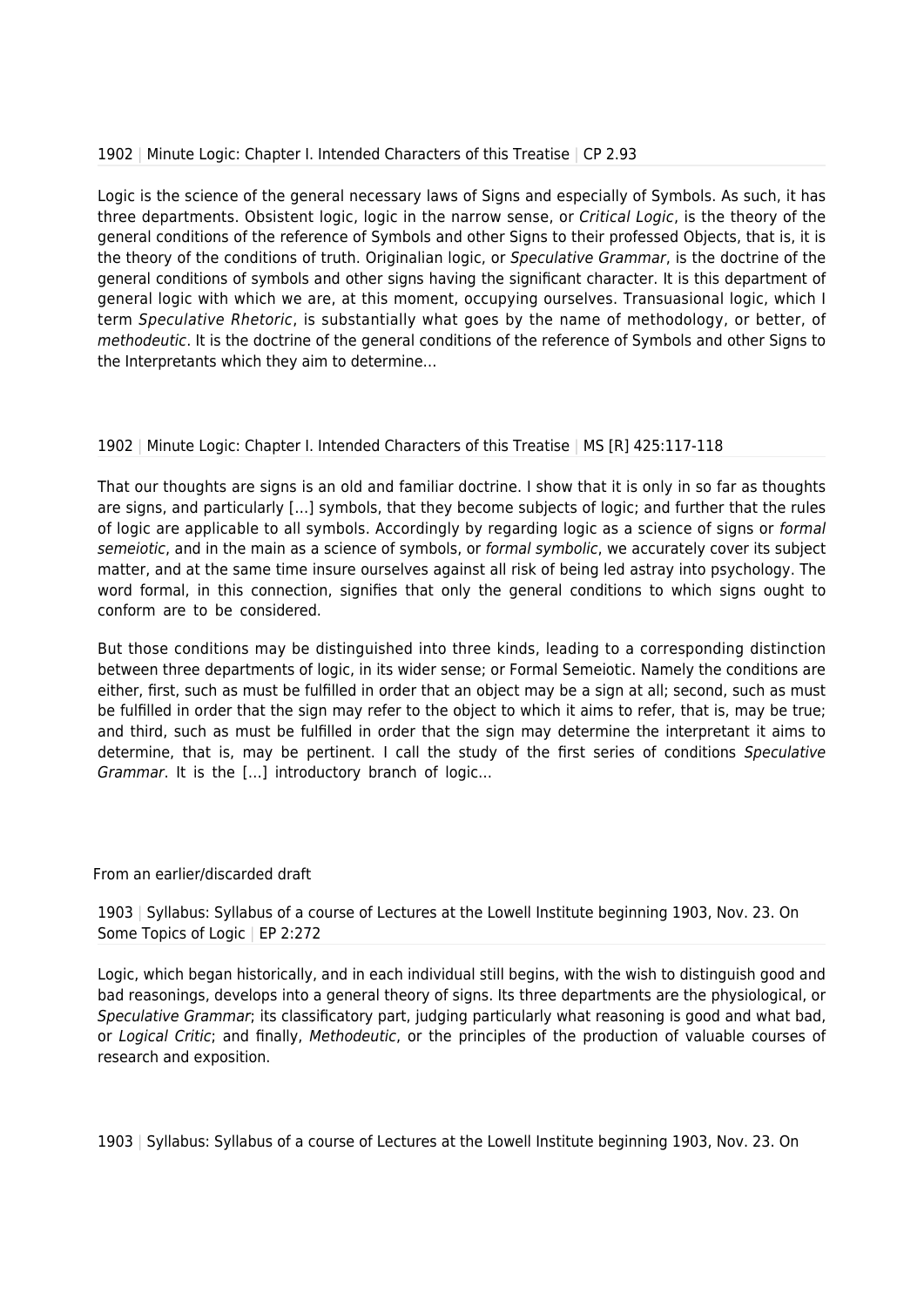1902 | Minute Logic: Chapter I. Intended Characters of this Treatise | CP 2.93

Logic is the science of the general necessary laws of Signs and especially of Symbols. As such, it has three departments. Obsistent logic, logic in the narrow sense, or *Critical Logic*, is the theory of the general conditions of the reference of Symbols and other Signs to their professed Objects, that is, it is the theory of the conditions of truth. Originalian logic, or *Speculative Grammar*, is the doctrine of the general conditions of symbols and other signs having the significant character. It is this department of general logic with which we are, at this moment, occupying ourselves. Transuasional logic, which I term *Speculative Rhetoric*, is substantially what goes by the name of methodology, or better, of *methodeutic*. It is the doctrine of the general conditions of the reference of Symbols and other Signs to the Interpretants which they aim to determine…

1902 | Minute Logic: Chapter I. Intended Characters of this Treatise | MS [R] 425:117-118

That our thoughts are signs is an old and familiar doctrine. I show that it is only in so far as thoughts are signs, and particularly […] symbols, that they become subjects of logic; and further that the rules of logic are applicable to all symbols. Accordingly by regarding logic as a science of signs or *formal semeiotic*, and in the main as a science of symbols, or *formal symbolic*, we accurately cover its subject matter, and at the same time insure ourselves against all risk of being led astray into psychology. The word formal, in this connection, signifies that only the general conditions to which signs ought to conform are to be considered.

But those conditions may be distinguished into three kinds, leading to a corresponding distinction between three departments of logic, in its wider sense; or Formal Semeiotic. Namely the conditions are either, first, such as must be fulfilled in order that an object may be a sign at all; second, such as must be fulfilled in order that the sign may refer to the object to which it aims to refer, that is, may be true; and third, such as must be fulfilled in order that the sign may determine the interpretant it aims to determine, that is, may be pertinent. I call the study of the first series of conditions *Speculative Grammar*. It is the […] introductory branch of logic…

From an earlier/discarded draft

1903 | Syllabus: Syllabus of a course of Lectures at the Lowell Institute beginning 1903, Nov. 23. On Some Topics of Logic | EP 2:272

Logic, which began historically, and in each individual still begins, with the wish to distinguish good and bad reasonings, develops into a general theory of signs. Its three departments are the physiological, or *Speculative Grammar*; its classificatory part, judging particularly what reasoning is good and what bad, or *Logical Critic*; and finally, *Methodeutic*, or the principles of the production of valuable courses of research and exposition.

1903 | Syllabus: Syllabus of a course of Lectures at the Lowell Institute beginning 1903, Nov. 23. On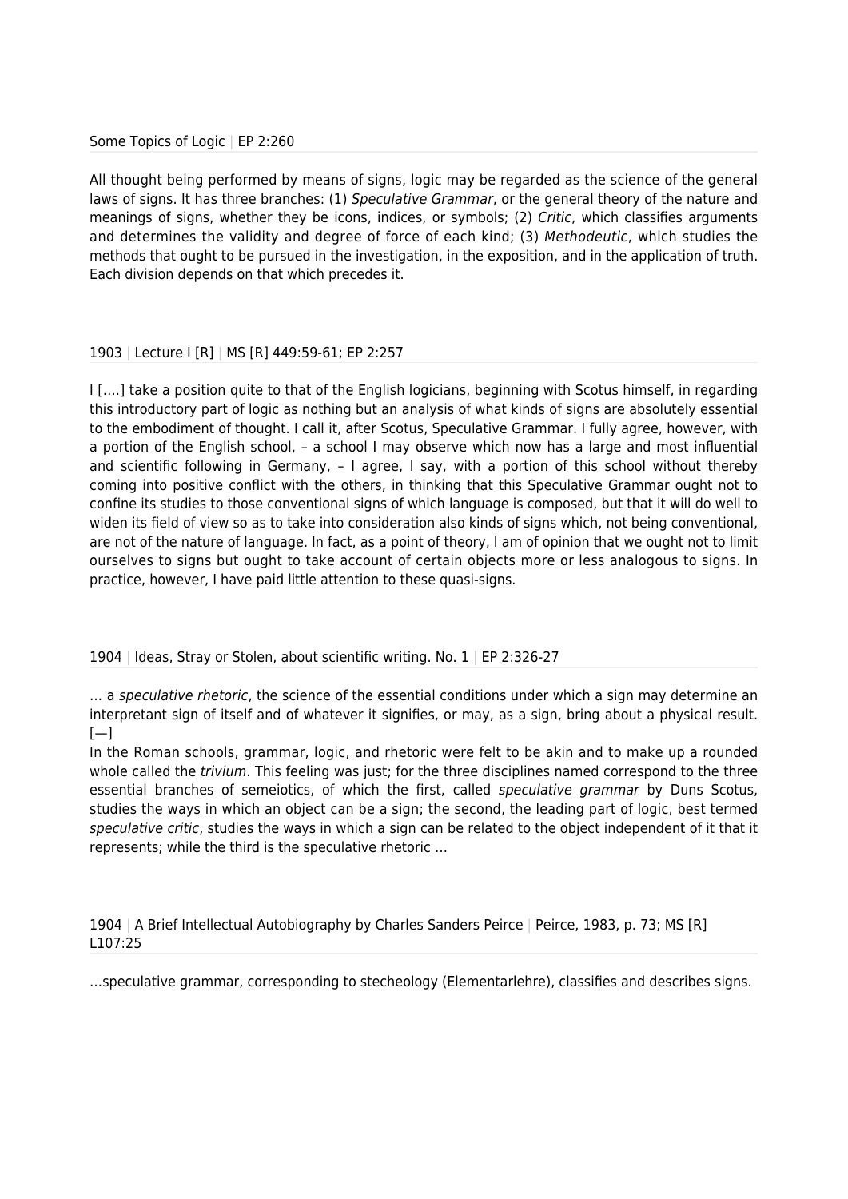Some Topics of Logic | EP 2:260

All thought being performed by means of signs, logic may be regarded as the science of the general laws of signs. It has three branches: (1) *Speculative Grammar*, or the general theory of the nature and meanings of signs, whether they be icons, indices, or symbols; (2) *Critic*, which classifies arguments and determines the validity and degree of force of each kind; (3) *Methodeutic*, which studies the methods that ought to be pursued in the investigation, in the exposition, and in the application of truth. Each division depends on that which precedes it.

1903 | Lecture I [R] | MS [R] 449:59-61; EP 2:257

I [….] take a position quite to that of the English logicians, beginning with Scotus himself, in regarding this introductory part of logic as nothing but an analysis of what kinds of signs are absolutely essential to the embodiment of thought. I call it, after Scotus, Speculative Grammar. I fully agree, however, with a portion of the English school, – a school I may observe which now has a large and most influential and scientific following in Germany, – I agree, I say, with a portion of this school without thereby coming into positive conflict with the others, in thinking that this Speculative Grammar ought not to confine its studies to those conventional signs of which language is composed, but that it will do well to widen its field of view so as to take into consideration also kinds of signs which, not being conventional, are not of the nature of language. In fact, as a point of theory, I am of opinion that we ought not to limit ourselves to signs but ought to take account of certain objects more or less analogous to signs. In practice, however, I have paid little attention to these quasi-signs.

1904 | Ideas, Stray or Stolen, about scientific writing. No. 1 | EP 2:326-27

… a *speculative rhetoric*, the science of the essential conditions under which a sign may determine an interpretant sign of itself and of whatever it signifies, or may, as a sign, bring about a physical result. [—]
In the Roman schools, grammar, logic, and rhetoric were felt to be akin and to make up a rounded whole called the *trivium*. This feeling was just; for the three disciplines named correspond to the three essential branches of semeiotics, of which the first, called *speculative grammar* by Duns Scotus, studies the ways in which an object can be a sign; the second, the leading part of logic, best termed *speculative critic*, studies the ways in which a sign can be related to the object independent of it that it represents; while the third is the speculative rhetoric …

1904 | A Brief Intellectual Autobiography by Charles Sanders Peirce | Peirce, 1983, p. 73; MS [R] L107:25

…speculative grammar, corresponding to stecheology (Elementarlehre), classifies and describes signs.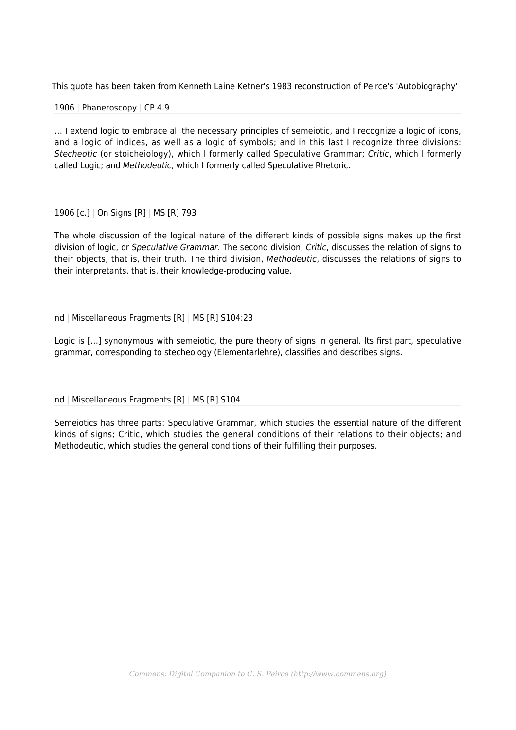This quote has been taken from Kenneth Laine Ketner's 1983 reconstruction of Peirce's 'Autobiography'

1906 | Phaneroscopy | CP 4.9

… I extend logic to embrace all the necessary principles of semeiotic, and I recognize a logic of icons, and a logic of indices, as well as a logic of symbols; and in this last I recognize three divisions: *Stecheotic* (or stoicheiology), which I formerly called Speculative Grammar; *Critic*, which I formerly called Logic; and *Methodeutic*, which I formerly called Speculative Rhetoric.

1906 [c.] | On Signs [R] | MS [R] 793

The whole discussion of the logical nature of the different kinds of possible signs makes up the first division of logic, or *Speculative Grammar*. The second division, *Critic*, discusses the relation of signs to their objects, that is, their truth. The third division, *Methodeutic*, discusses the relations of signs to their interpretants, that is, their knowledge-producing value.

nd | Miscellaneous Fragments [R] | MS [R] S104:23

Logic is […] synonymous with semeiotic, the pure theory of signs in general. Its first part, speculative grammar, corresponding to stecheology (Elementarlehre), classifies and describes signs.

nd | Miscellaneous Fragments [R] | MS [R] S104

Semeiotics has three parts: Speculative Grammar, which studies the essential nature of the different kinds of signs; Critic, which studies the general conditions of their relations to their objects; and Methodeutic, which studies the general conditions of their fulfilling their purposes.